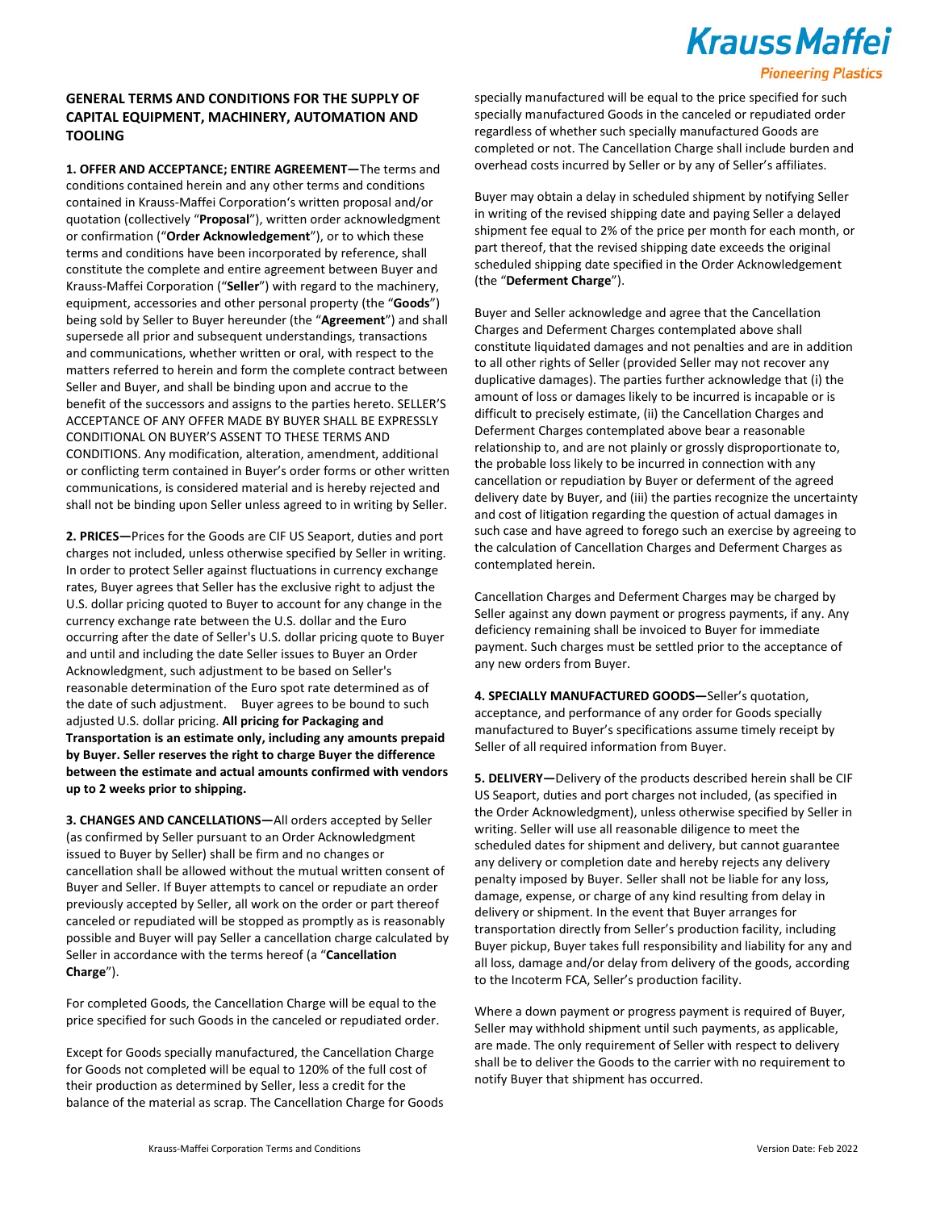# GENERAL TERMS AND CONDITIONS FOR THE SUPPLY OF CAPITAL EQUIPMENT, MACHINERY, AUTOMATION AND TOOLING

**1. OFFER AND ACCEPTANCE; ENTIRE AGREEMENT—**The terms and conditions contained herein and any other terms and conditions contained in Krauss-Maffei Corporation's written proposal and/or quotation (collectively "**Proposal**"), written order acknowledgment or confirmation ("**Order Acknowledgement**"), or to which these terms and conditions have been incorporated by reference, shall constitute the complete and entire agreement between Buyer and Krauss-Maffei Corporation ("**Seller**") with regard to the machinery, equipment, accessories and other personal property (the "**Goods**") being sold by Seller to Buyer hereunder (the "**Agreement**") and shall supersede all prior and subsequent understandings, transactions and communications, whether written or oral, with respect to the matters referred to herein and form the complete contract between Seller and Buyer, and shall be binding upon and accrue to the benefit of the successors and assigns to the parties hereto. SELLER'S ACCEPTANCE OF ANY OFFER MADE BY BUYER SHALL BE EXPRESSLY CONDITIONAL ON BUYER'S ASSENT TO THESE TERMS AND CONDITIONS. Any modification, alteration, amendment, additional or conflicting term contained in Buyer's order forms or other written communications, is considered material and is hereby rejected and shall not be binding upon Seller unless agreed to in writing by Seller.

**2. PRICES—**Prices for the Goods are CIF US Seaport, duties and port charges not included, unless otherwise specified by Seller in writing. In order to protect Seller against fluctuations in currency exchange rates, Buyer agrees that Seller has the exclusive right to adjust the U.S. dollar pricing quoted to Buyer to account for any change in the currency exchange rate between the U.S. dollar and the Euro occurring after the date of Seller's U.S. dollar pricing quote to Buyer and until and including the date Seller issues to Buyer an Order Acknowledgment, such adjustment to be based on Seller's reasonable determination of the Euro spot rate determined as of the date of such adjustment. Buyer agrees to be bound to such adjusted U.S. dollar pricing. **All pricing for Packaging and Transportation is an estimate only, including any amounts prepaid by Buyer. Seller reserves the right to charge Buyer the difference between the estimate and actual amounts confirmed with vendors up to 2 weeks prior to shipping.**

**3. CHANGES AND CANCELLATIONS—**All orders accepted by Seller (as confirmed by Seller pursuant to an Order Acknowledgement issued to Buyer by Seller) shall be firm and no changes or cancellation shall be allowed without the mutual written consent of Buyer and Seller. If Buyer attempts to cancel or repudiate an order previously accepted by Seller, all work on the order or part thereof canceled or repudiated will be stopped as promptly as is reasonably possible and Buyer will pay Seller a cancellation charge calculated by Seller in accordance with the terms hereof (a "**Cancellation Charge**").

For completed Goods, the Cancellation Charge will be equal to the price specified for such Goods in the canceled or repudiated order.

Except for Goods specially manufactured, the Cancellation Charge for Goods not completed will be equal to 120% of the full cost of their production as determined by Seller, less a credit for the balance of the material as scrap. The Cancellation Charge for Goods specially manufactured will be equal to the price specified for such specially manufactured Goods in the canceled or repudiated order regardless of whether such specially manufactured Goods are completed or not. The Cancellation Charge shall include burden and overhead costs incurred by Seller or by any of Seller's affiliates.

Buyer may obtain a delay in scheduled shipment by notifying Seller in writing of the revised shipping date and paying Seller a delayed shipment fee equal to 2% of the price per month for each month, or part thereof, that the revised shipping date exceeds the original scheduled shipping date specified in the Order Acknowledgement (the "**Deferment Charge**").

Buyer and Seller acknowledge and agree that the Cancellation Charges and Deferment Charges contemplated above shall constitute liquidated damages and not penalties and are in addition to all other rights of Seller (provided Seller may not recover any duplicative damages). The parties further acknowledge that (i) the amount of loss or damages likely to be incurred is incapable or is difficult to precisely estimate, (ii) the Cancellation Charges and Deferment Charges contemplated above bear a reasonable relationship to, and are not plainly or grossly disproportionate to, the probable loss likely to be incurred in connection with any cancellation or repudiation by Buyer or deferment of the agreed delivery date by Buyer, and (iii) the parties recognize the uncertainty and cost of litigation regarding the question of actual damages in such case and have agreed to forego such an exercise by agreeing to the calculation of Cancellation Charges and Deferment Charges as contemplated herein.

Cancellation Charges and Deferment Charges may be charged by Seller against any down payment or progress payments, if any. Any deficiency remaining shall be invoiced to Buyer for immediate payment. Such charges must be settled prior to the acceptance of any new orders from Buyer.

**4. SPECIALLY MANUFACTURED GOODS—**Seller's quotation, acceptance, and performance of any order for Goods specially manufactured to Buyer's specifications assume timely receipt by Seller of all required information from Buyer.

**5. DELIVERY—**Delivery of the products described herein shall be CIF US Seaport, duties and port charges not included, (as specified in the Order Acknowledgment), unless otherwise specified by Seller in writing. Seller will use all reasonable diligence to meet the scheduled dates for shipment and delivery, but cannot guarantee any delivery or completion date and hereby rejects any delivery penalty imposed by Buyer. Seller shall not be liable for any loss, damage, expense, or charge of any kind resulting from delay in delivery or shipment. In the event that Buyer arranges for transportation directly from Seller's production facility, including Buyer pickup, Buyer takes full responsibility and liability for any and all loss, damage and/or delay from delivery of the goods, according to the Incoterm FCA, Seller's production facility.

Where a down payment or progress payment is required of Buyer, Seller may withhold shipment until such payments, as applicable, are made. The only requirement of Seller with respect to delivery shall be to deliver the Goods to the carrier with no requirement to notify Buyer that shipment has occurred.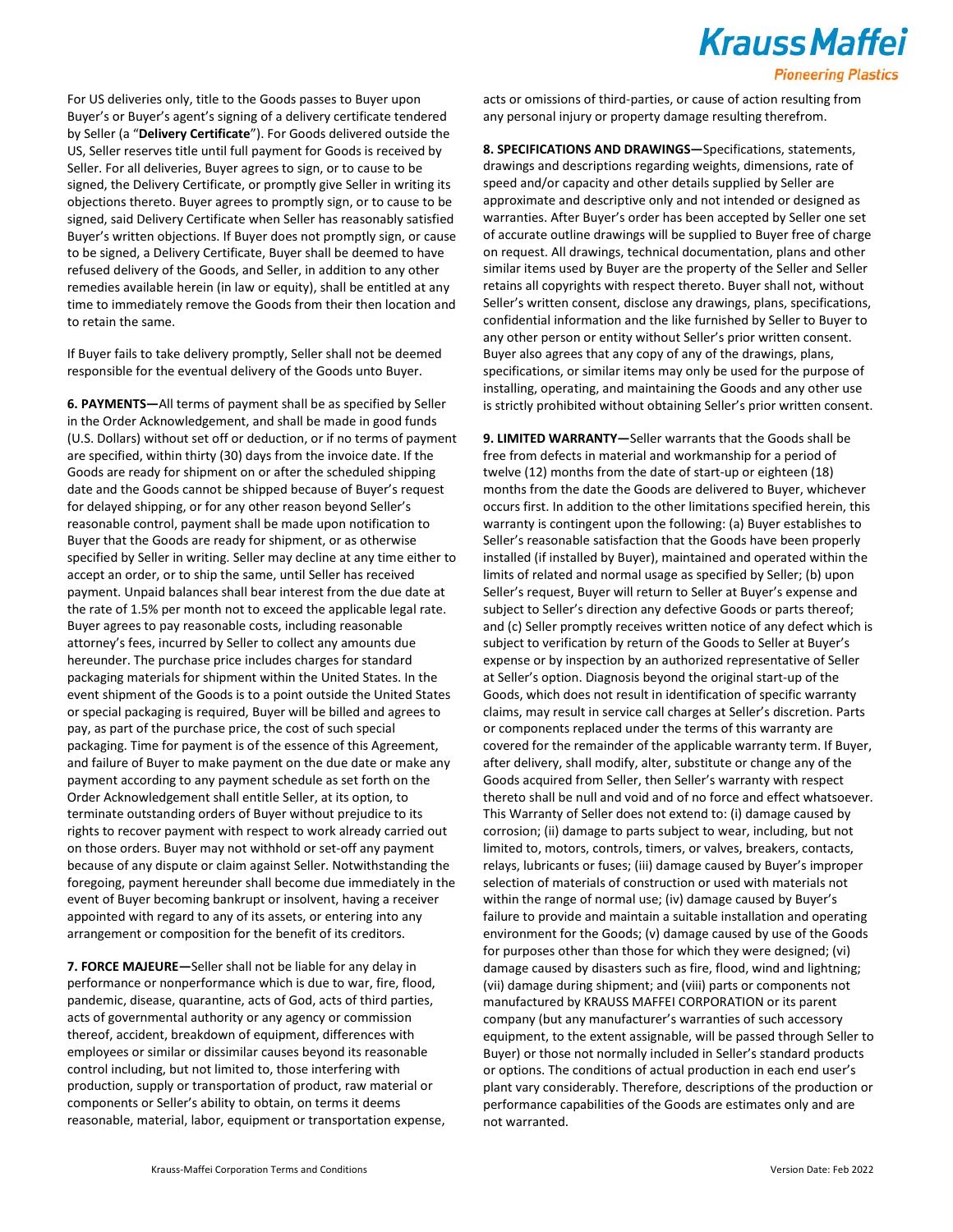For US deliveries only, title to the Goods passes to Buyer upon Buyer's or Buyer's agent's signing of a delivery certificate tendered by Seller (a "**Delivery Certificate**"). For Goods delivered outside the US, Seller reserves title until full payment for Goods is received by Seller. For all deliveries, Buyer agrees to sign, or to cause to be signed, the Delivery Certificate, or promptly give Seller in writing its objections thereto. Buyer agrees to promptly sign, or to cause to be signed, said Delivery Certificate when Seller has reasonably satisfied Buyer's written objections. If Buyer does not promptly sign, or cause to be signed, a Delivery Certificate, Buyer shall be deemed to have refused delivery of the Goods, and Seller, in addition to any other remedies available herein (in law or equity), shall be entitled at any time to immediately remove the Goods from their then location and to retain the same.

If Buyer fails to take delivery promptly, Seller shall not be deemed responsible for the eventual delivery of the Goods unto Buyer.

**6. PAYMENTS—**All terms of payment shall be as specified by Seller in the Order Acknowledgement, and shall be made in good funds (U.S. Dollars) without set off or deduction, or if no terms of payment are specified, within thirty (30) days from the invoice date. If the Goods are ready for shipment on or after the scheduled shipping date and the Goods cannot be shipped because of Buyer's request for delayed shipping, or for any other reason beyond Seller's reasonable control, payment shall be made upon notification to Buyer that the Goods are ready for shipment, or as otherwise specified by Seller in writing. Seller may decline at any time either to accept an order, or to ship the same, until Seller has received payment. Unpaid balances shall bear interest from the due date at the rate of 1.5% per month not to exceed the applicable legal rate. Buyer agrees to pay reasonable costs, including reasonable attorney's fees, incurred by Seller to collect any amounts due hereunder. The purchase price includes charges for standard packaging materials for shipment within the United States. In the event shipment of the Goods is to a point outside the United States or special packaging is required, Buyer will be billed and agrees to pay, as part of the purchase price, the cost of such special packaging. Time for payment is of the essence of this Agreement, and failure of Buyer to make payment on the due date or make any payment according to any payment schedule as set forth on the Order Acknowledgement shall entitle Seller, at its option, to terminate outstanding orders of Buyer without prejudice to its rights to recover payment with respect to work already carried out on those orders. Buyer may not withhold or set-off any payment because of any dispute or claim against Seller. Notwithstanding the foregoing, payment hereunder shall become due immediately in the event of Buyer becoming bankrupt or insolvent, having a receiver appointed with regard to any of its assets, or entering into any arrangement or composition for the benefit of its creditors.

**7. FORCE MAJEURE—**Seller shall not be liable for any delay in performance or nonperformance which is due to war, fire, flood, pandemic, disease, quarantine, acts of God, acts of third parties, acts of governmental authority or any agency or commission thereof, accident, breakdown of equipment, differences with employees or similar or dissimilar causes beyond its reasonable control including, but not limited to, those interfering with production, supply or transportation of product, raw material or components or Seller's ability to obtain, on terms it deems reasonable, material, labor, equipment or transportation expense, acts or omissions of third-parties, or cause of action resulting from any personal injury or property damage resulting therefrom.

**8. SPECIFICATIONS AND DRAWINGS—**Specifications, statements, drawings and descriptions regarding weights, dimensions, rate of speed and/or capacity and other details supplied by Seller are approximate and descriptive only and not intended or designed as warranties. After Buyer's order has been accepted by Seller one set of accurate outline drawings will be supplied to Buyer free of charge on request. All drawings, technical documentation, plans and other similar items used by Buyer are the property of the Seller and Seller retains all copyrights with respect thereto. Buyer shall not, without Seller's written consent, disclose any drawings, plans, specifications, confidential information and the like furnished by Seller to Buyer to any other person or entity without Seller's prior written consent. Buyer also agrees that any copy of any of the drawings, plans, specifications, or similar items may only be used for the purpose of installing, operating, and maintaining the Goods and any other use is strictly prohibited without obtaining Seller's prior written consent.

**9. LIMITED WARRANTY—**Seller warrants that the Goods shall be free from defects in material and workmanship for a period of twelve (12) months from the date of start-up or eighteen (18) months from the date the Goods are delivered to Buyer, whichever occurs first. In addition to the other limitations specified herein, this warranty is contingent upon the following: (a) Buyer establishes to Seller's reasonable satisfaction that the Goods have been properly installed (if installed by Buyer), maintained and operated within the limits of related and normal usage as specified by Seller; (b) upon Seller's request, Buyer will return to Seller at Buyer's expense and subject to Seller's direction any defective Goods or parts thereof; and (c) Seller promptly receives written notice of any defect which is subject to verification by return of the Goods to Seller at Buyer's expense or by inspection by an authorized representative of Seller at Seller's option. Diagnosis beyond the original start-up of the Goods, which does not result in identification of specific warranty claims, may result in service call charges at Seller's discretion. Parts or components replaced under the terms of this warranty are covered for the remainder of the applicable warranty term. If Buyer, after delivery, shall modify, alter, substitute or change any of the Goods acquired from Seller, then Seller's warranty with respect thereto shall be null and void and of no force and effect whatsoever. This Warranty of Seller does not extend to: (i) damage caused by corrosion; (ii) damage to parts subject to wear, including, but not limited to, motors, controls, timers, or valves, breakers, contacts, relays, lubricants or fuses; (iii) damage caused by Buyer's improper selection of materials of construction or used with materials not within the range of normal use; (iv) damage caused by Buyer's failure to provide and maintain a suitable installation and operating environment for the Goods; (v) damage caused by use of the Goods for purposes other than those for which they were designed; (vi) damage caused by disasters such as fire, flood, wind and lightning; (vii) damage during shipment; and (viii) parts or components not manufactured by KRAUSS MAFFEI CORPORATION or its parent company (but any manufacturer's warranties of such accessory equipment, to the extent assignable, will be passed through Seller to Buyer) or those not normally included in Seller's standard products or options. The conditions of actual production in each end user's plant vary considerably. Therefore, descriptions of the production or performance capabilities of the Goods are estimates only and are not warranted.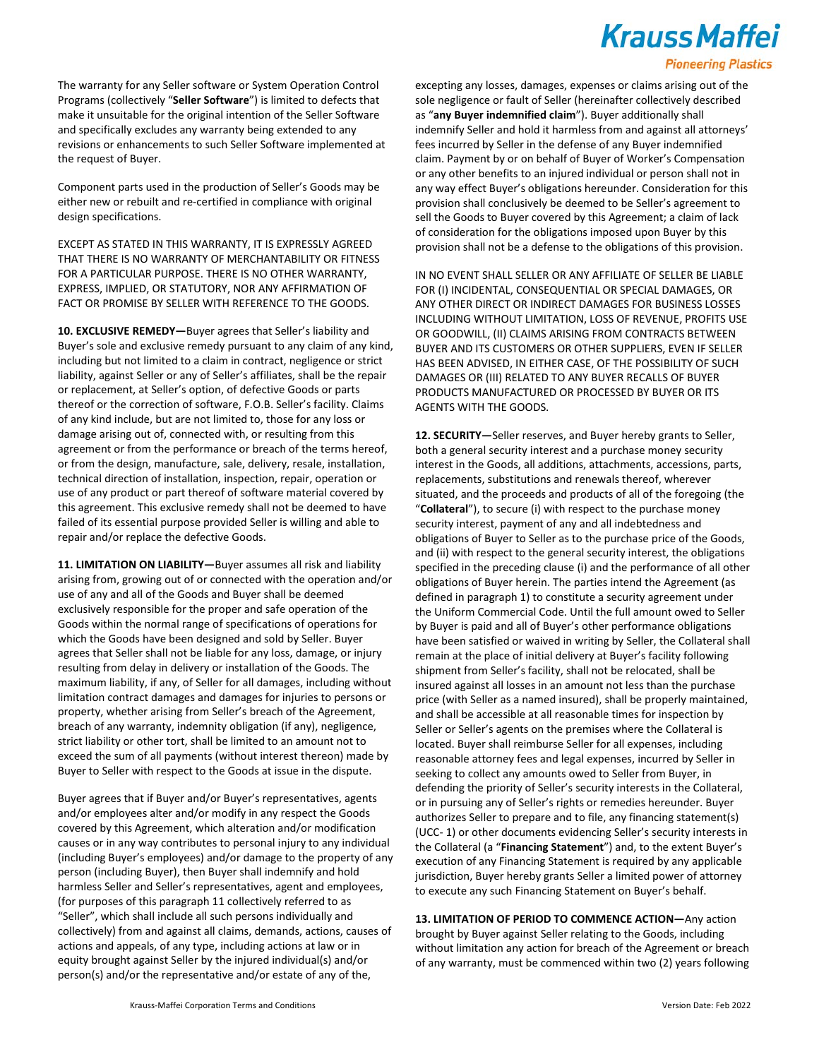The warranty for any Seller software or System Operation Control Programs (collectively "**Seller Software**") is limited to defects that make it unsuitable for the original intention of the Seller Software and specifically excludes any warranty being extended to any revisions or enhancements to such Seller Software implemented at the request of Buyer.

Component parts used in the production of Seller's Goods may be either new or rebuilt and re-certified in compliance with original design specifications.

EXCEPT AS STATED IN THIS WARRANTY, IT IS EXPRESSLY AGREED THAT THERE IS NO WARRANTY OF MERCHANTABILITY OR FITNESS FOR A PARTICULAR PURPOSE. THERE IS NO OTHER WARRANTY, EXPRESS, IMPLIED, OR STATUTORY, NOR ANY AFFIRMATION OF FACT OR PROMISE BY SELLER WITH REFERENCE TO THE GOODS.

**10. EXCLUSIVE REMEDY—**Buyer agrees that Seller's liability and Buyer's sole and exclusive remedy pursuant to any claim of any kind, including but not limited to a claim in contract, negligence or strict liability, against Seller or any of Seller's affiliates, shall be the repair or replacement, at Seller's option, of defective Goods or parts thereof or the correction of software, F.O.B. Seller's facility. Claims of any kind include, but are not limited to, those for any loss or damage arising out of, connected with, or resulting from this agreement or from the performance or breach of the terms hereof, or from the design, manufacture, sale, delivery, resale, installation, technical direction of installation, inspection, repair, operation or use of any product or part thereof of software material covered by this agreement. This exclusive remedy shall not be deemed to have failed of its essential purpose provided Seller is willing and able to repair and/or replace the defective Goods.

**11. LIMITATION ON LIABILITY—**Buyer assumes all risk and liability arising from, growing out of or connected with the operation and/or use of any and all of the Goods and Buyer shall be deemed exclusively responsible for the proper and safe operation of the Goods within the normal range of specifications of operations for which the Goods have been designed and sold by Seller. Buyer agrees that Seller shall not be liable for any loss, damage, or injury resulting from delay in delivery or installation of the Goods. The maximum liability, if any, of Seller for all damages, including without limitation contract damages and damages for injuries to persons or property, whether arising from Seller's breach of the Agreement, breach of any warranty, indemnity obligation (if any), negligence, strict liability or other tort, shall be limited to an amount not to exceed the sum of all payments (without interest thereon) made by Buyer to Seller with respect to the Goods at issue in the dispute.

Buyer agrees that if Buyer and/or Buyer's representatives, agents and/or employees alter and/or modify in any respect the Goods covered by this Agreement, which alteration and/or modification causes or in any way contributes to personal injury to any individual (including Buyer's employees) and/or damage to the property of any person (including Buyer), then Buyer shall indemnify and hold harmless Seller and Seller's representatives, agent and employees, (for purposes of this paragraph 11 collectively referred to as "Seller", which shall include all such persons individually and collectively) from and against all claims, demands, actions, causes of actions and appeals, of any type, including actions at law or in equity brought against Seller by the injured individual(s) and/or person(s) and/or the representative and/or estate of any of the, excepting any losses, damages, expenses or claims arising out of the sole negligence or fault of Seller (hereinafter collectively described as "**any Buyer indemnified claim**"). Buyer additionally shall indemnify Seller and hold it harmless from and against all attorneys' fees incurred by Seller in the defense of any Buyer indemnified claim. Payment by or on behalf of Buyer of Worker's Compensation or any other benefits to an injured individual or person shall not in any way effect Buyer's obligations hereunder. Consideration for this provision shall conclusively be deemed to be Seller's agreement to sell the Goods to Buyer covered by this Agreement; a claim of lack of consideration for the obligations imposed upon Buyer by this provision shall not be a defense to the obligations of this provision.

IN NO EVENT SHALL SELLER OR ANY AFFILIATE OF SELLER BE LIABLE FOR (I) INCIDENTAL, CONSEQUENTIAL OR SPECIAL DAMAGES, OR ANY OTHER DIRECT OR INDIRECT DAMAGES FOR BUSINESS LOSSES INCLUDING WITHOUT LIMITATION, LOSS OF REVENUE, PROFITS USE OR GOODWILL, (II) CLAIMS ARISING FROM CONTRACTS BETWEEN BUYER AND ITS CUSTOMERS OR OTHER SUPPLIERS, EVEN IF SELLER HAS BEEN ADVISED, IN EITHER CASE, OF THE POSSIBILITY OF SUCH DAMAGES OR (III) RELATED TO ANY BUYER RECALLS OF BUYER PRODUCTS MANUFACTURED OR PROCESSED BY BUYER OR ITS AGENTS WITH THE GOODS.

**12. SECURITY—**Seller reserves, and Buyer hereby grants to Seller, both a general security interest and a purchase money security interest in the Goods, all additions, attachments, accessions, parts, replacements, substitutions and renewals thereof, wherever situated, and the proceeds and products of all of the foregoing (the "**Collateral**"), to secure (i) with respect to the purchase money security interest, payment of any and all indebtedness and obligations of Buyer to Seller as to the purchase price of the Goods, and (ii) with respect to the general security interest, the obligations specified in the preceding clause (i) and the performance of all other obligations of Buyer herein. The parties intend the Agreement (as defined in paragraph 1) to constitute a security agreement under the Uniform Commercial Code. Until the full amount owed to Seller by Buyer is paid and all of Buyer's other performance obligations have been satisfied or waived in writing by Seller, the Collateral shall remain at the place of initial delivery at Buyer's facility following shipment from Seller's facility, shall not be relocated, shall be insured against all losses in an amount not less than the purchase price (with Seller as a named insured), shall be properly maintained, and shall be accessible at all reasonable times for inspection by Seller or Seller's agents on the premises where the Collateral is located. Buyer shall reimburse Seller for all expenses, including reasonable attorney fees and legal expenses, incurred by Seller in seeking to collect any amounts owed to Seller from Buyer, in defending the priority of Seller's security interests in the Collateral, or in pursuing any of Seller's rights or remedies hereunder. Buyer authorizes Seller to prepare and to file, any financing statement(s) (UCC- 1) or other documents evidencing Seller's security interests in the Collateral (a "**Financing Statement**") and, to the extent Buyer's execution of any Financing Statement is required by any applicable jurisdiction, Buyer hereby grants Seller a limited power of attorney to execute any such Financing Statement on Buyer's behalf.

**13. LIMITATION OF PERIOD TO COMMENCE ACTION—**Any action brought by Buyer against Seller relating to the Goods, including without limitation any action for breach of the Agreement or breach of any warranty, must be commenced within two (2) years following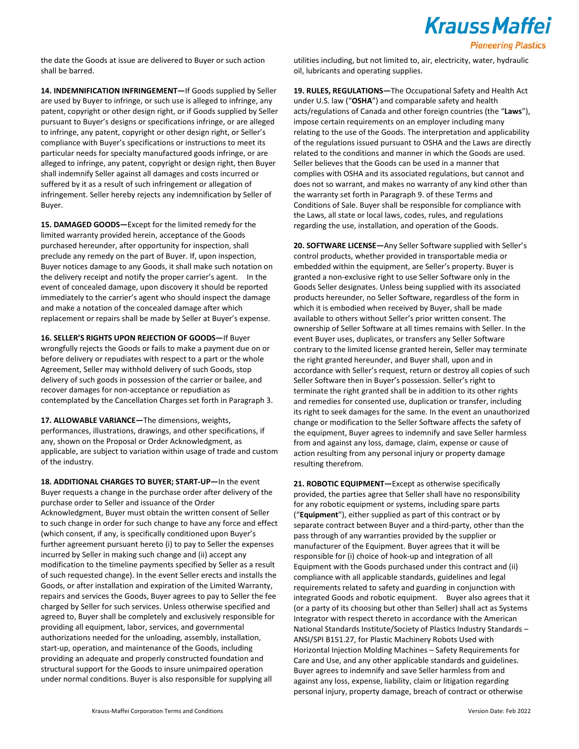the date the Goods at issue are delivered to Buyer or such action shall be barred.

**14. INDEMNIFICATION INFRINGEMENT—**If Goods supplied by Seller are used by Buyer to infringe, or such use is alleged to infringe, any patent, copyright or other design right, or if Goods supplied by Seller pursuant to Buyer's designs or specifications infringe, or are alleged to infringe, any patent, copyright or other design right, or Seller's compliance with Buyer's specifications or instructions to meet its particular needs for specialty manufactured goods infringe, or are alleged to infringe, any patent, copyright or design right, then Buyer shall indemnify Seller against all damages and costs incurred or suffered by it as a result of such infringement or allegation of infringement. Seller hereby rejects any indemnification by Seller of Buyer.

**15. DAMAGED GOODS—**Except for the limited remedy for the limited warranty provided herein, acceptance of the Goods purchased hereunder, after opportunity for inspection, shall preclude any remedy on the part of Buyer. If, upon inspection, Buyer notices damage to any Goods, it shall make such notation on the delivery receipt and notify the proper carrier's agent. In the event of concealed damage, upon discovery it should be reported immediately to the carrier's agent who should inspect the damage and make a notation of the concealed damage after which replacement or repairs shall be made by Seller at Buyer's expense.

**16. SELLER'S RIGHTS UPON REJECTION OF GOODS—**If Buyer wrongfully rejects the Goods or fails to make a payment due on or before delivery or repudiates with respect to a part or the whole Agreement, Seller may withhold delivery of such Goods, stop delivery of such goods in possession of the carrier or bailee, and recover damages for non-acceptance or repudiation as contemplated by the Cancellation Charges set forth in Paragraph 3.

**17. ALLOWABLE VARIANCE—**The dimensions, weights, performances, illustrations, drawings, and other specifications, if any, shown on the Proposal or Order Acknowledgment, as applicable, are subject to variation within usage of trade and custom of the industry.

**18. ADDITIONAL CHARGES TO BUYER; START-UP—**In the event Buyer requests a change in the purchase order after delivery of the purchase order to Seller and issuance of the Order Acknowledgment, Buyer must obtain the written consent of Seller to such change in order for such change to have any force and effect (which consent, if any, is specifically conditioned upon Buyer's further agreement pursuant hereto (i) to pay to Seller the expenses incurred by Seller in making such change and (ii) accept any modification to the timeline payments specified by Seller as a result of such requested change). In the event Seller erects and installs the Goods, or after installation and expiration of the Limited Warranty, repairs and services the Goods, Buyer agrees to pay to Seller the fee charged by Seller for such services. Unless otherwise specified and agreed to, Buyer shall be completely and exclusively responsible for providing all equipment, labor, services, and governmental authorizations needed for the unloading, assembly, installation, start-up, operation, and maintenance of the Goods, including providing an adequate and properly constructed foundation and structural support for the Goods to insure unimpaired operation under normal conditions. Buyer is also responsible for supplying all utilities including, but not limited to, air, electricity, water, hydraulic oil, lubricants and operating supplies.

**19. RULES, REGULATIONS—**The Occupational Safety and Health Act under U.S. law ("**OSHA**") and comparable safety and health acts/regulations of Canada and other foreign countries (the "**Laws**"), impose certain requirements on an employer including many relating to the use of the Goods. The interpretation and applicability of the regulations issued pursuant to OSHA and the Laws are directly related to the conditions and manner in which the Goods are used. Seller believes that the Goods can be used in a manner that complies with OSHA and its associated regulations, but cannot and does not so warrant, and makes no warranty of any kind other than the warranty set forth in Paragraph 9. of these Terms and Conditions of Sale. Buyer shall be responsible for compliance with the Laws, all state or local laws, codes, rules, and regulations regarding the use, installation, and operation of the Goods.

**20. SOFTWARE LICENSE—**Any Seller Software supplied with Seller's control products, whether provided in transportable media or embedded within the equipment, are Seller's property. Buyer is granted a non-exclusive right to use Seller Software only in the Goods Seller designates. Unless being supplied with its associated products hereunder, no Seller Software, regardless of the form in which it is embodied when received by Buyer, shall be made available to others without Seller's prior written consent. The ownership of Seller Software at all times remains with Seller. In the event Buyer uses, duplicates, or transfers any Seller Software contrary to the limited license granted herein, Seller may terminate the right granted hereunder, and Buyer shall, upon and in accordance with Seller's request, return or destroy all copies of such Seller Software then in Buyer's possession. Seller's right to terminate the right granted shall be in addition to its other rights and remedies for consented use, duplication or transfer, including its right to seek damages for the same. In the event an unauthorized change or modification to the Seller Software affects the safety of the equipment, Buyer agrees to indemnify and save Seller harmless from and against any loss, damage, claim, expense or cause of action resulting from any personal injury or property damage resulting therefrom.

**21. ROBOTIC EQUIPMENT—**Except as otherwise specifically provided, the parties agree that Seller shall have no responsibility for any robotic equipment or systems, including spare parts ("**Equipment**"), either supplied as part of this contract or by separate contract between Buyer and a third-party, other than the pass through of any warranties provided by the supplier or manufacturer of the Equipment. Buyer agrees that it will be responsible for (i) choice of hook-up and integration of all Equipment with the Goods purchased under this contract and (ii) compliance with all applicable standards, guidelines and legal requirements related to safety and guarding in conjunction with integrated Goods and robotic equipment. Buyer also agrees that it (or a party of its choosing but other than Seller) shall act as Systems Integrator with respect thereto in accordance with the American National Standards Institute/Society of Plastics Industry Standards – ANSI/SPI B151.27, for Plastic Machinery Robots Used with Horizontal Injection Molding Machines – Safety Requirements for Care and Use, and any other applicable standards and guidelines. Buyer agrees to indemnify and save Seller harmless from and against any loss, expense, liability, claim or litigation regarding personal injury, property damage, breach of contract or otherwise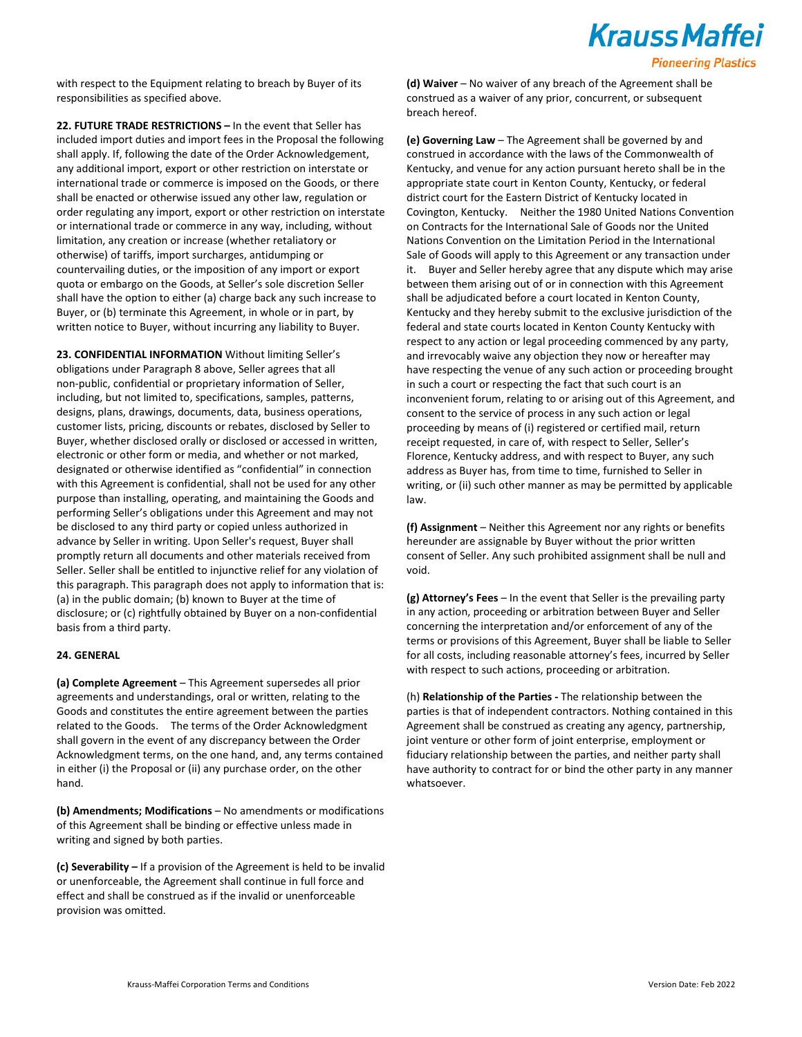with respect to the Equipment relating to breach by Buyer of its responsibilities as specified above.

**22. FUTURE TRADE RESTRICTIONS –** In the event that Seller has included import duties and import fees in the Proposal the following shall apply. If, following the date of the Order Acknowledgement, any additional import, export or other restriction on interstate or international trade or commerce is imposed on the Goods, or there shall be enacted or otherwise issued any other law, regulation or order regulating any import, export or other restriction on interstate or international trade or commerce in any way, including, without limitation, any creation or increase (whether retaliatory or otherwise) of tariffs, import surcharges, antidumping or countervailing duties, or the imposition of any import or export quota or embargo on the Goods, at Seller's sole discretion Seller shall have the option to either (a) charge back any such increase to Buyer, or (b) terminate this Agreement, in whole or in part, by written notice to Buyer, without incurring any liability to Buyer.

**23. CONFIDENTIAL INFORMATION** Without limiting Seller's obligations under Paragraph 8 above, Seller agrees that all non-public, confidential or proprietary information of Seller, including, but not limited to, specifications, samples, patterns, designs, plans, drawings, documents, data, business operations, customer lists, pricing, discounts or rebates, disclosed by Seller to Buyer, whether disclosed orally or disclosed or accessed in written, electronic or other form or media, and whether or not marked, designated or otherwise identified as "confidential" in connection with this Agreement is confidential, shall not be used for any other purpose than installing, operating, and maintaining the Goods and performing Seller's obligations under this Agreement and may not be disclosed to any third party or copied unless authorized in advance by Seller in writing. Upon Seller's request, Buyer shall promptly return all documents and other materials received from Seller. Seller shall be entitled to injunctive relief for any violation of this paragraph. This paragraph does not apply to information that is: (a) in the public domain; (b) known to Buyer at the time of disclosure; or (c) rightfully obtained by Buyer on a non-confidential basis from a third party.

**24. GENERAL**

**(a) Complete Agreement** – This Agreement supersedes all prior agreements and understandings, oral or written, relating to the Goods and constitutes the entire agreement between the parties related to the Goods. The terms of the Order Acknowledgment shall govern in the event of any discrepancy between the Order Acknowledgment terms, on the one hand, and, any terms contained in either (i) the Proposal or (ii) any purchase order, on the other hand.

**(b) Amendments; Modifications** – No amendments or modifications of this Agreement shall be binding or effective unless made in writing and signed by both parties.

**(c) Severability –** If a provision of the Agreement is held to be invalid or unenforceable, the Agreement shall continue in full force and effect and shall be construed as if the invalid or unenforceable provision was omitted.

**(d) Waiver** – No waiver of any breach of the Agreement shall be construed as a waiver of any prior, concurrent, or subsequent breach hereof.

**(e) Governing Law** – The Agreement shall be governed by and construed in accordance with the laws of the Commonwealth of Kentucky, and venue for any action pursuant hereto shall be in the appropriate state court in Kenton County, Kentucky, or federal district court for the Eastern District of Kentucky located in Covington, Kentucky. Neither the 1980 United Nations Convention on Contracts for the International Sale of Goods nor the United Nations Convention on the Limitation Period in the International Sale of Goods will apply to this Agreement or any transaction under it. Buyer and Seller hereby agree that any dispute which may arise between them arising out of or in connection with this Agreement shall be adjudicated before a court located in Kenton County, Kentucky and they hereby submit to the exclusive jurisdiction of the federal and state courts located in Kenton County Kentucky with respect to any action or legal proceeding commenced by any party, and irrevocably waive any objection they now or hereafter may have respecting the venue of any such action or proceeding brought in such a court or respecting the fact that such court is an inconvenient forum, relating to or arising out of this Agreement, and consent to the service of process in any such action or legal proceeding by means of (i) registered or certified mail, return receipt requested, in care of, with respect to Seller, Seller's Florence, Kentucky address, and with respect to Buyer, any such address as Buyer has, from time to time, furnished to Seller in writing, or (ii) such other manner as may be permitted by applicable law.

**(f) Assignment** – Neither this Agreement nor any rights or benefits hereunder are assignable by Buyer without the prior written consent of Seller. Any such prohibited assignment shall be null and void.

**(g) Attorney's Fees** – In the event that Seller is the prevailing party in any action, proceeding or arbitration between Buyer and Seller concerning the interpretation and/or enforcement of any of the terms or provisions of this Agreement, Buyer shall be liable to Seller for all costs, including reasonable attorney's fees, incurred by Seller with respect to such actions, proceeding or arbitration.

(h) **Relationship of the Parties -** The relationship between the parties is that of independent contractors. Nothing contained in this Agreement shall be construed as creating any agency, partnership, joint venture or other form of joint enterprise, employment or fiduciary relationship between the parties, and neither party shall have authority to contract for or bind the other party in any manner whatsoever.